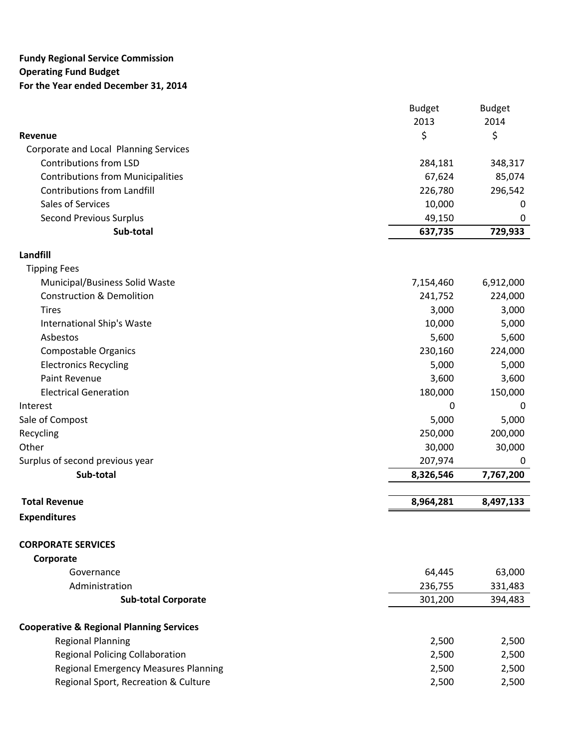**Fundy Regional Service Commission**
**Operating Fund Budget**
**For the Year ended December 31, 2014**

| | Budget 2013 | Budget 2014 |
|---|---|---|
| **Revenue** | $ | $ |
| Corporate and Local Planning Services | | |
| Contributions from LSD | 284,181 | 348,317 |
| Contributions from Municipalities | 67,624 | 85,074 |
| Contributions from Landfill | 226,780 | 296,542 |
| Sales of Services | 10,000 | 0 |
| Second Previous Surplus | 49,150 | 0 |
| **Sub-total** | **637,735** | **729,933** |
| **Landfill** | | |
| Tipping Fees | | |
| Municipal/Business Solid Waste | 7,154,460 | 6,912,000 |
| Construction & Demolition | 241,752 | 224,000 |
| Tires | 3,000 | 3,000 |
| International Ship's Waste | 10,000 | 5,000 |
| Asbestos | 5,600 | 5,600 |
| Compostable Organics | 230,160 | 224,000 |
| Electronics Recycling | 5,000 | 5,000 |
| Paint Revenue | 3,600 | 3,600 |
| Electrical Generation | 180,000 | 150,000 |
| Interest | 0 | 0 |
| Sale of Compost | 5,000 | 5,000 |
| Recycling | 250,000 | 200,000 |
| Other | 30,000 | 30,000 |
| Surplus of second previous year | 207,974 | 0 |
| **Sub-total** | **8,326,546** | **7,767,200** |
| **Total Revenue** | **8,964,281** | **8,497,133** |
| **Expenditures** | | |
| **CORPORATE SERVICES** | | |
| **Corporate** | | |
| Governance | 64,445 | 63,000 |
| Administration | 236,755 | 331,483 |
| **Sub-total Corporate** | 301,200 | 394,483 |
| **Cooperative & Regional Planning Services** | | |
| Regional Planning | 2,500 | 2,500 |
| Regional Policing Collaboration | 2,500 | 2,500 |
| Regional Emergency Measures Planning | 2,500 | 2,500 |
| Regional Sport, Recreation & Culture | 2,500 | 2,500 |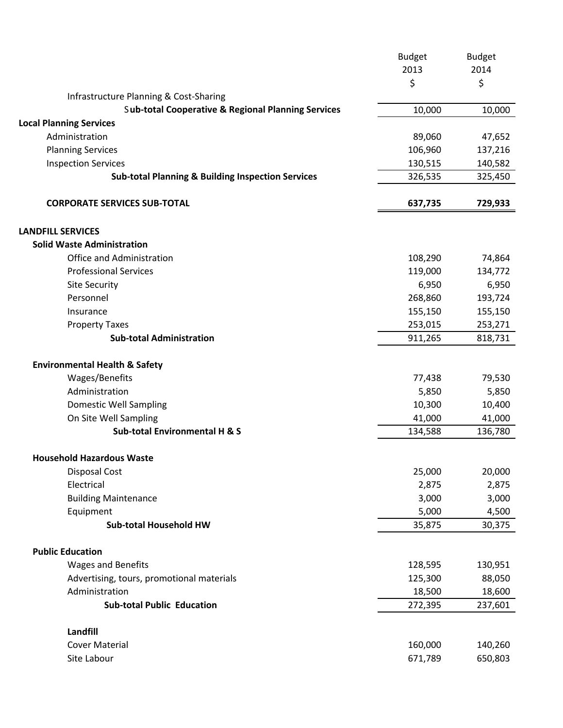| | Budget 2013 $ | Budget 2014 $ |
|---|---|---|
| Infrastructure Planning & Cost-Sharing | | |
| **Sub-total Cooperative & Regional Planning Services** | 10,000 | 10,000 |
| **Local Planning Services** | | |
| Administration | 89,060 | 47,652 |
| Planning Services | 106,960 | 137,216 |
| Inspection Services | 130,515 | 140,582 |
| **Sub-total Planning & Building Inspection Services** | 326,535 | 325,450 |
| | | |
| **CORPORATE SERVICES SUB-TOTAL** | **637,735** | **729,933** |
| | | |
| **LANDFILL SERVICES** | | |
| **Solid Waste Administration** | | |
| Office and Administration | 108,290 | 74,864 |
| Professional Services | 119,000 | 134,772 |
| Site Security | 6,950 | 6,950 |
| Personnel | 268,860 | 193,724 |
| Insurance | 155,150 | 155,150 |
| Property Taxes | 253,015 | 253,271 |
| **Sub-total Administration** | 911,265 | 818,731 |
| | | |
| **Environmental Health & Safety** | | |
| Wages/Benefits | 77,438 | 79,530 |
| Administration | 5,850 | 5,850 |
| Domestic Well Sampling | 10,300 | 10,400 |
| On Site Well Sampling | 41,000 | 41,000 |
| **Sub-total Environmental H & S** | 134,588 | 136,780 |
| | | |
| **Household Hazardous Waste** | | |
| Disposal Cost | 25,000 | 20,000 |
| Electrical | 2,875 | 2,875 |
| Building Maintenance | 3,000 | 3,000 |
| Equipment | 5,000 | 4,500 |
| **Sub-total Household HW** | 35,875 | 30,375 |
| | | |
| **Public Education** | | |
| Wages and Benefits | 128,595 | 130,951 |
| Advertising, tours, promotional materials | 125,300 | 88,050 |
| Administration | 18,500 | 18,600 |
| **Sub-total Public Education** | 272,395 | 237,601 |
| | | |
| **Landfill** | | |
| Cover Material | 160,000 | 140,260 |
| Site Labour | 671,789 | 650,803 |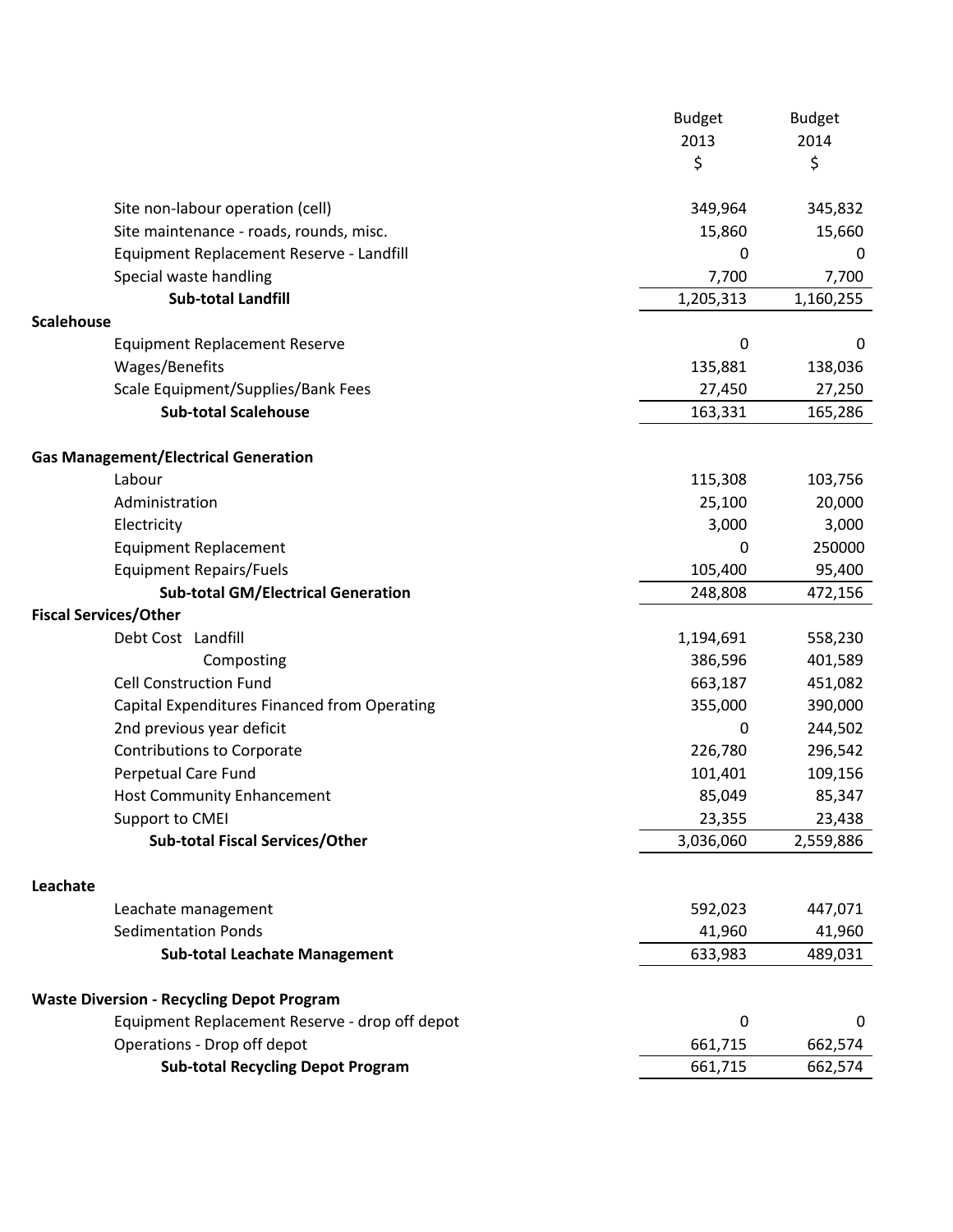| | Budget 2013 $ | Budget 2014 $ |
|---|---|---|
| Site non-labour operation (cell) | 349,964 | 345,832 |
| Site maintenance - roads, rounds, misc. | 15,860 | 15,660 |
| Equipment Replacement Reserve - Landfill | 0 | 0 |
| Special waste handling | 7,700 | 7,700 |
| **Sub-total Landfill** | 1,205,313 | 1,160,255 |
| **Scalehouse** | | |
| Equipment Replacement Reserve | 0 | 0 |
| Wages/Benefits | 135,881 | 138,036 |
| Scale Equipment/Supplies/Bank Fees | 27,450 | 27,250 |
| **Sub-total Scalehouse** | 163,331 | 165,286 |
| | | |
| **Gas Management/Electrical Generation** | | |
| Labour | 115,308 | 103,756 |
| Administration | 25,100 | 20,000 |
| Electricity | 3,000 | 3,000 |
| Equipment Replacement | 0 | 250000 |
| Equipment Repairs/Fuels | 105,400 | 95,400 |
| **Sub-total GM/Electrical Generation** | 248,808 | 472,156 |
| **Fiscal Services/Other** | | |
| Debt Cost Landfill | 1,194,691 | 558,230 |
| Composting | 386,596 | 401,589 |
| Cell Construction Fund | 663,187 | 451,082 |
| Capital Expenditures Financed from Operating | 355,000 | 390,000 |
| 2nd previous year deficit | 0 | 244,502 |
| Contributions to Corporate | 226,780 | 296,542 |
| Perpetual Care Fund | 101,401 | 109,156 |
| Host Community Enhancement | 85,049 | 85,347 |
| Support to CMEI | 23,355 | 23,438 |
| **Sub-total Fiscal Services/Other** | 3,036,060 | 2,559,886 |
| | | |
| **Leachate** | | |
| Leachate management | 592,023 | 447,071 |
| Sedimentation Ponds | 41,960 | 41,960 |
| **Sub-total Leachate Management** | 633,983 | 489,031 |
| | | |
| **Waste Diversion - Recycling Depot Program** | | |
| Equipment Replacement Reserve - drop off depot | 0 | 0 |
| Operations - Drop off depot | 661,715 | 662,574 |
| **Sub-total Recycling Depot Program** | 661,715 | 662,574 |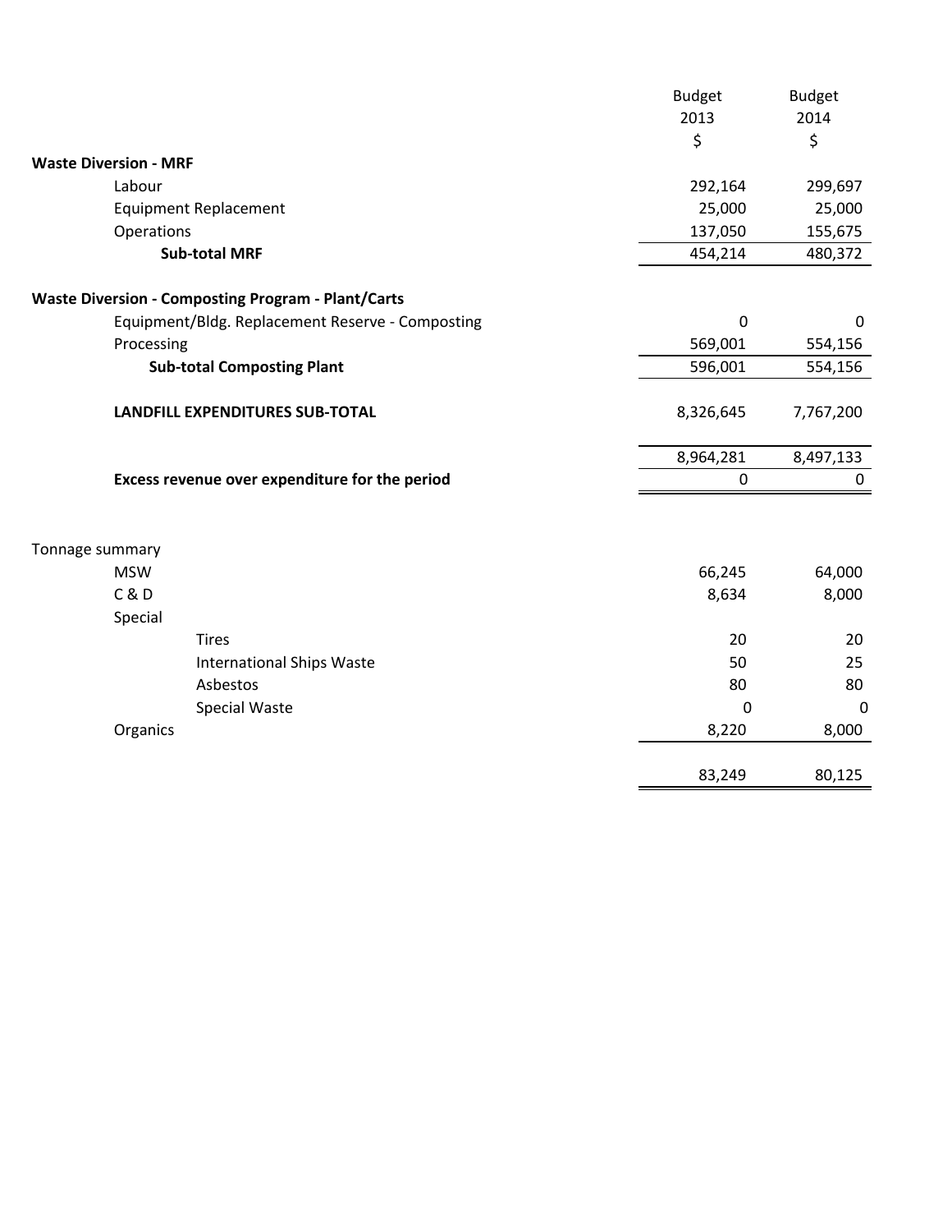| | Budget 2013 $ | Budget 2014 $ |
|---|---|---|
| **Waste Diversion - MRF** | | |
| Labour | 292,164 | 299,697 |
| Equipment Replacement | 25,000 | 25,000 |
| Operations | 137,050 | 155,675 |
| **Sub-total MRF** | 454,214 | 480,372 |
| | | |
| **Waste Diversion - Composting Program - Plant/Carts** | | |
| Equipment/Bldg. Replacement Reserve - Composting | 0 | 0 |
| Processing | 569,001 | 554,156 |
| **Sub-total Composting Plant** | 596,001 | 554,156 |
| | | |
| **LANDFILL EXPENDITURES SUB-TOTAL** | 8,326,645 | 7,767,200 |
| | | |
| | 8,964,281 | 8,497,133 |
| **Excess revenue over expenditure for the period** | 0 | 0 |

| | Budget 2013 | Budget 2014 |
|---|---|---|
| Tonnage summary | | |
| MSW | 66,245 | 64,000 |
| C & D | 8,634 | 8,000 |
| Special | | |
| Tires | 20 | 20 |
| International Ships Waste | 50 | 25 |
| Asbestos | 80 | 80 |
| Special Waste | 0 | 0 |
| Organics | 8,220 | 8,000 |
| | 83,249 | 80,125 |